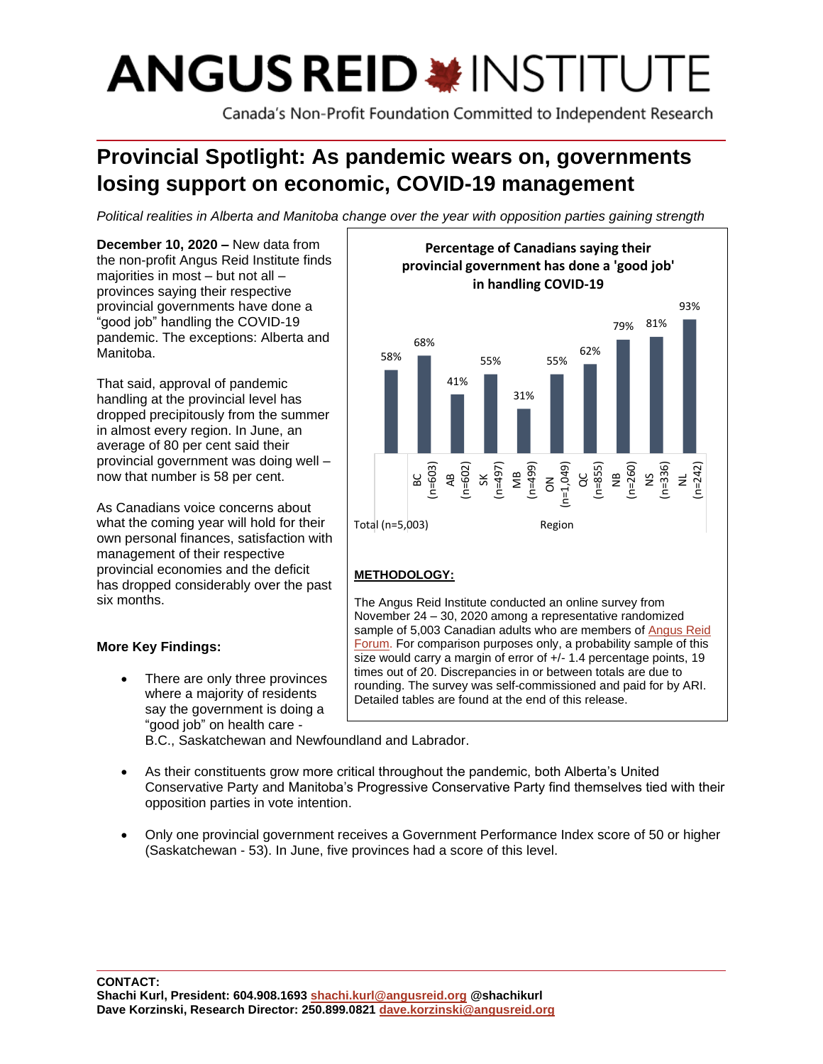# ANGUS REID INSTITUTE

Canada's Non-Profit Foundation Committed to Independent Research

## Provincial Spotlight: As pandemic wears on, governments losing support on economic, COVID-19 management

*Political realities in Alberta and Manitoba change over the year with opposition parties gaining strength*

**December 10, 2020 –** New data from the non-profit Angus Reid Institute finds majorities in most – but not all – provinces saying their respective provincial governments have done a "good job" handling the COVID-19 pandemic. The exceptions: Alberta and Manitoba.

That said, approval of pandemic handling at the provincial level has dropped precipitously from the summer in almost every region. In June, an average of 80 per cent said their provincial government was doing well – now that number is 58 per cent.

As Canadians voice concerns about what the coming year will hold for their own personal finances, satisfaction with management of their respective provincial economies and the deficit has dropped considerably over the past six months.

**Percentage of Canadians saying their provincial government has done a 'good job' in handling COVID-19**

| Total (n=5,003) | BC (n=603) | AB (n=602) | SK (n=497) | MB (n=499) | ON (n=1,049) | QC (n=855) | NB (n=260) | NS (n=336) | NL (n=242) |
|---|---|---|---|---|---|---|---|---|---|
| 58% | 68% | 41% | 55% | 31% | 55% | 62% | 79% | 81% | 93% |

**METHODOLOGY:**

The Angus Reid Institute conducted an online survey from November 24 – 30, 2020 among a representative randomized sample of 5,003 Canadian adults who are members of Angus Reid Forum. For comparison purposes only, a probability sample of this size would carry a margin of error of +/- 1.4 percentage points, 19 times out of 20. Discrepancies in or between totals are due to rounding. The survey was self-commissioned and paid for by ARI. Detailed tables are found at the end of this release.

**More Key Findings:**

- There are only three provinces where a majority of residents say the government is doing a "good job" on health care - B.C., Saskatchewan and Newfoundland and Labrador.
- As their constituents grow more critical throughout the pandemic, both Alberta's United Conservative Party and Manitoba's Progressive Conservative Party find themselves tied with their opposition parties in vote intention.
- Only one provincial government receives a Government Performance Index score of 50 or higher (Saskatchewan - 53). In June, five provinces had a score of this level.

**CONTACT:**
**Shachi Kurl, President: 604.908.1693 shachi.kurl@angusreid.org @shachikurl**
**Dave Korzinski, Research Director: 250.899.0821 dave.korzinski@angusreid.org**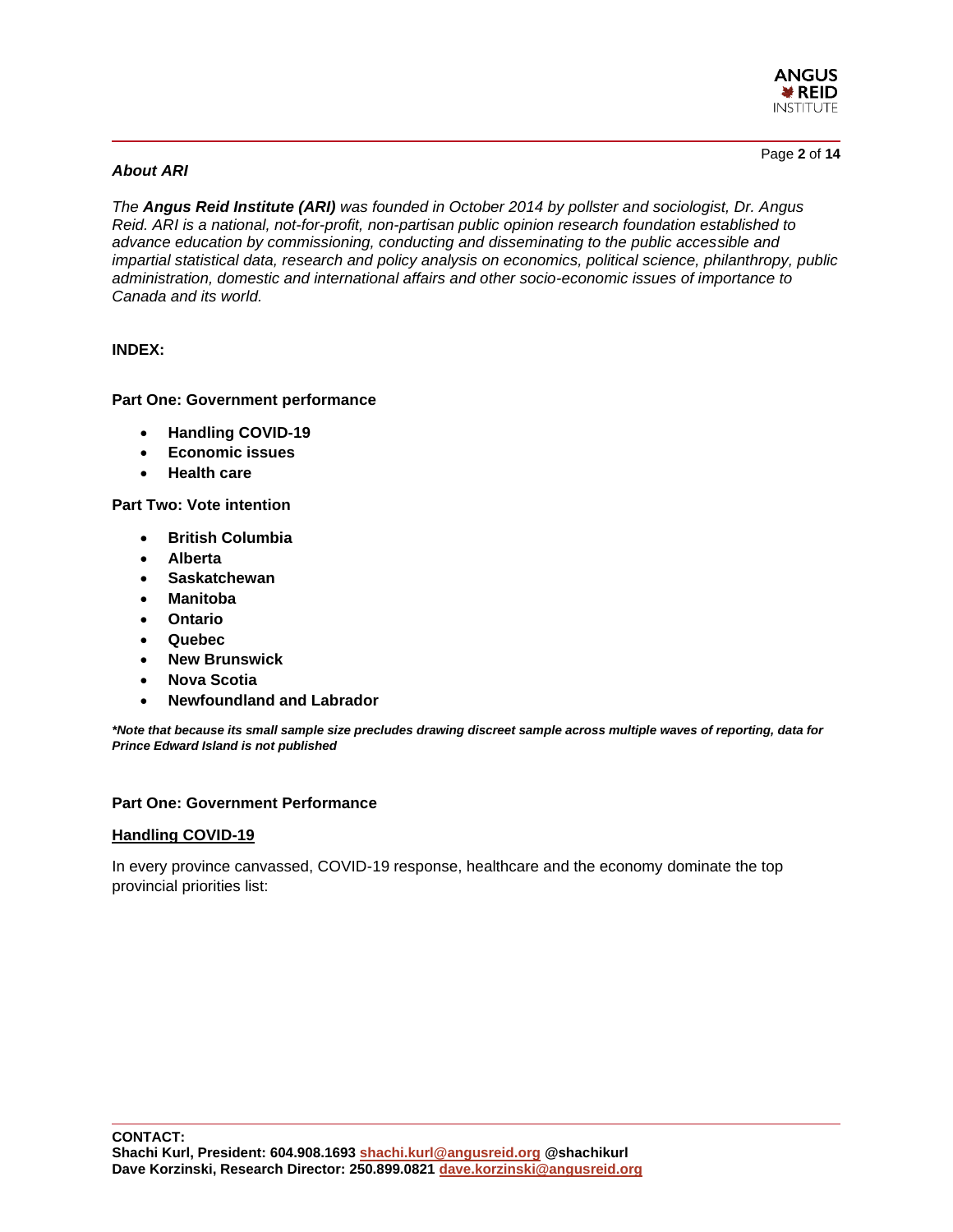### *About ARI*

*The **Angus Reid Institute (ARI)** was founded in October 2014 by pollster and sociologist, Dr. Angus Reid. ARI is a national, not-for-profit, non-partisan public opinion research foundation established to advance education by commissioning, conducting and disseminating to the public accessible and impartial statistical data, research and policy analysis on economics, political science, philanthropy, public administration, domestic and international affairs and other socio-economic issues of importance to Canada and its world.*

**INDEX:**

**Part One: Government performance**

- **Handling COVID-19**
- **Economic issues**
- **Health care**

**Part Two: Vote intention**

- **British Columbia**
- **Alberta**
- **Saskatchewan**
- **Manitoba**
- **Ontario**
- **Quebec**
- **New Brunswick**
- **Nova Scotia**
- **Newfoundland and Labrador**

***Note that because its small sample size precludes drawing discreet sample across multiple waves of reporting, data for Prince Edward Island is not published***

## Part One: Government Performance

### Handling COVID-19

In every province canvassed, COVID-19 response, healthcare and the economy dominate the top provincial priorities list:

**CONTACT:**
**Shachi Kurl, President: 604.908.1693 shachi.kurl@angusreid.org @shachikurl**
**Dave Korzinski, Research Director: 250.899.0821 dave.korzinski@angusreid.org**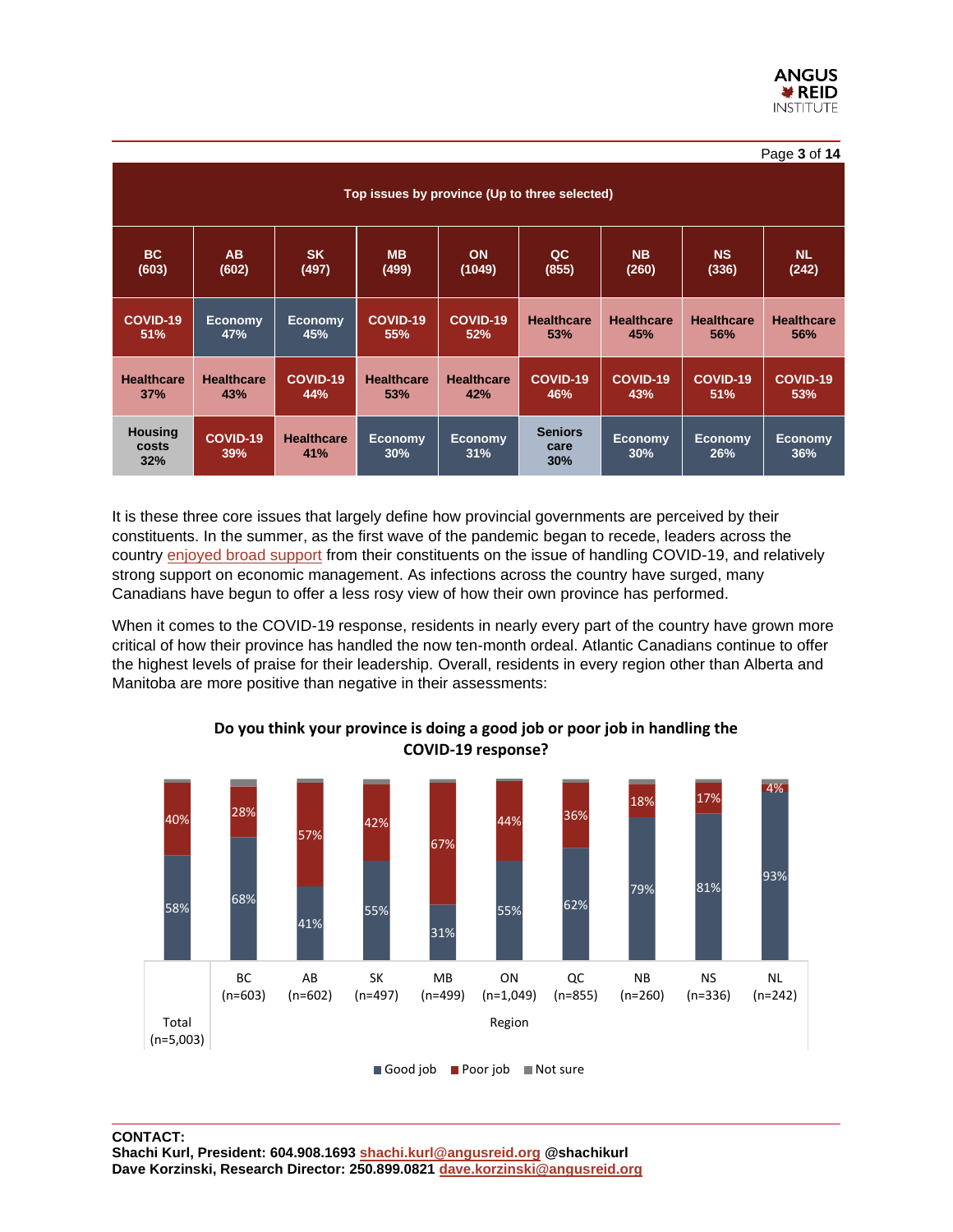| Top issues by province (Up to three selected) | | | | | | | | |
|---|---|---|---|---|---|---|---|---|
| **BC (603)** | **AB (602)** | **SK (497)** | **MB (499)** | **ON (1049)** | **QC (855)** | **NB (260)** | **NS (336)** | **NL (242)** |
| COVID-19 51% | Economy 47% | Economy 45% | COVID-19 55% | COVID-19 52% | Healthcare 53% | Healthcare 45% | Healthcare 56% | Healthcare 56% |
| Healthcare 37% | Healthcare 43% | COVID-19 44% | Healthcare 53% | Healthcare 42% | COVID-19 46% | COVID-19 43% | COVID-19 51% | COVID-19 53% |
| Housing costs 32% | COVID-19 39% | Healthcare 41% | Economy 30% | Economy 31% | Seniors care 30% | Economy 30% | Economy 26% | Economy 36% |

It is these three core issues that largely define how provincial governments are perceived by their constituents. In the summer, as the first wave of the pandemic began to recede, leaders across the country enjoyed broad support from their constituents on the issue of handling COVID-19, and relatively strong support on economic management. As infections across the country have surged, many Canadians have begun to offer a less rosy view of how their own province has performed.

When it comes to the COVID-19 response, residents in nearly every part of the country have grown more critical of how their province has handled the now ten-month ordeal. Atlantic Canadians continue to offer the highest levels of praise for their leadership. Overall, residents in every region other than Alberta and Manitoba are more positive than negative in their assessments:

**Do you think your province is doing a good job or poor job in handling the COVID-19 response?**

| | Total (n=5,003) | BC (n=603) | AB (n=602) | SK (n=497) | MB (n=499) | ON (n=1,049) | QC (n=855) | NB (n=260) | NS (n=336) | NL (n=242) |
|---|---|---|---|---|---|---|---|---|---|---|
| Good job | 58% | 68% | 41% | 55% | 31% | 55% | 62% | 79% | 81% | 93% |
| Poor job | 40% | 28% | 57% | 42% | 67% | 44% | 36% | 18% | 17% | 4% |

■ Good job ■ Poor job ■ Not sure

**CONTACT:**
**Shachi Kurl, President: 604.908.1693 shachi.kurl@angusreid.org @shachikurl**
**Dave Korzinski, Research Director: 250.899.0821 dave.korzinski@angusreid.org**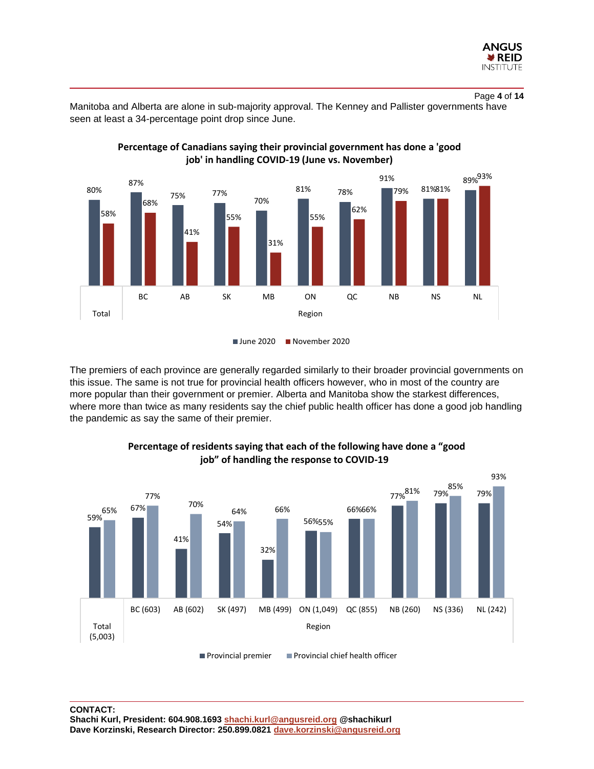Manitoba and Alberta are alone in sub-majority approval. The Kenney and Pallister governments have seen at least a 34-percentage point drop since June.

**Percentage of Canadians saying their provincial government has done a 'good job' in handling COVID-19 (June vs. November)**

| | June 2020 | November 2020 |
|---|---|---|
| Total | 80% | 58% |
| BC | 87% | 68% |
| AB | 75% | 41% |
| SK | 77% | 55% |
| MB | 70% | 31% |
| ON | 81% | 55% |
| QC | 78% | 62% |
| NB | 91% | 79% |
| NS | 81% | 81% |
| NL | 89% | 93% |

The premiers of each province are generally regarded similarly to their broader provincial governments on this issue. The same is not true for provincial health officers however, who in most of the country are more popular than their government or premier. Alberta and Manitoba show the starkest differences, where more than twice as many residents say the chief public health officer has done a good job handling the pandemic as say the same of their premier.

**Percentage of residents saying that each of the following have done a "good job" of handling the response to COVID-19**

| | Provincial premier | Provincial chief health officer |
|---|---|---|
| Total (5,003) | 59% | 65% |
| BC (603) | 67% | 77% |
| AB (602) | 41% | 70% |
| SK (497) | 54% | 64% |
| MB (499) | 32% | 66% |
| ON (1,049) | 56% | 55% |
| QC (855) | 66% | 66% |
| NB (260) | 77% | 81% |
| NS (336) | 79% | 85% |
| NL (242) | 79% | 93% |

**CONTACT:**
**Shachi Kurl, President: 604.908.1693 shachi.kurl@angusreid.org @shachikurl**
**Dave Korzinski, Research Director: 250.899.0821 dave.korzinski@angusreid.org**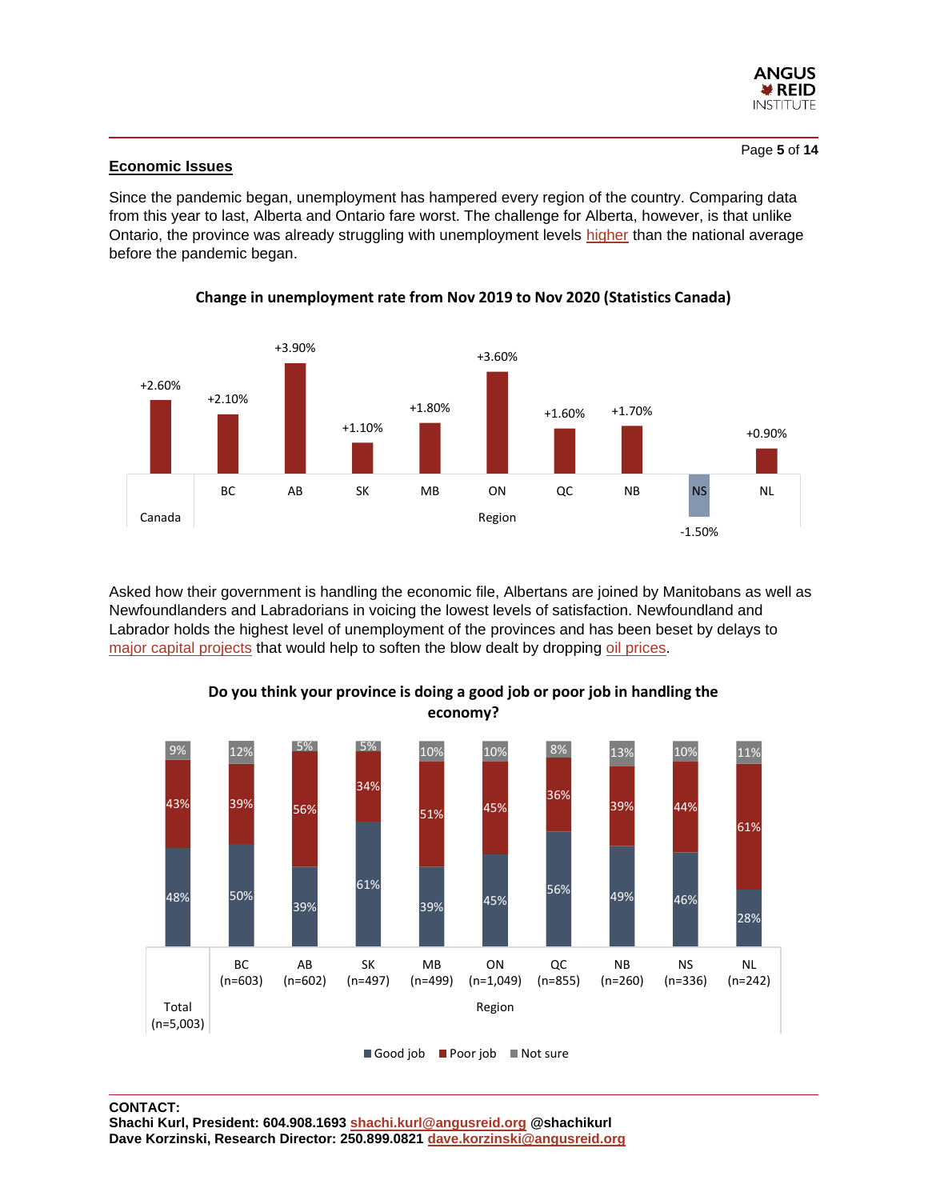## Economic Issues

Since the pandemic began, unemployment has hampered every region of the country. Comparing data from this year to last, Alberta and Ontario fare worst. The challenge for Alberta, however, is that unlike Ontario, the province was already struggling with unemployment levels higher than the national average before the pandemic began.

**Change in unemployment rate from Nov 2019 to Nov 2020 (Statistics Canada)**

| Canada | BC | AB | SK | MB | ON | QC | NB | NS | NL |
|---|---|---|---|---|---|---|---|---|---|
| +2.60% | +2.10% | +3.90% | +1.10% | +1.80% | +3.60% | +1.60% | +1.70% | -1.50% | +0.90% |

Asked how their government is handling the economic file, Albertans are joined by Manitobans as well as Newfoundlanders and Labradorians in voicing the lowest levels of satisfaction. Newfoundland and Labrador holds the highest level of unemployment of the provinces and has been beset by delays to major capital projects that would help to soften the blow dealt by dropping oil prices.

**Do you think your province is doing a good job or poor job in handling the economy?**

| | Total (n=5,003) | BC (n=603) | AB (n=602) | SK (n=497) | MB (n=499) | ON (n=1,049) | QC (n=855) | NB (n=260) | NS (n=336) | NL (n=242) |
|---|---|---|---|---|---|---|---|---|---|---|
| Good job | 48% | 50% | 39% | 61% | 39% | 45% | 56% | 49% | 46% | 28% |
| Poor job | 43% | 39% | 56% | 34% | 51% | 45% | 36% | 39% | 44% | 61% |
| Not sure | 9% | 12% | 5% | 5% | 10% | 10% | 8% | 13% | 10% | 11% |

**CONTACT:**
**Shachi Kurl, President: 604.908.1693 shachi.kurl@angusreid.org @shachikurl**
**Dave Korzinski, Research Director: 250.899.0821 dave.korzinski@angusreid.org**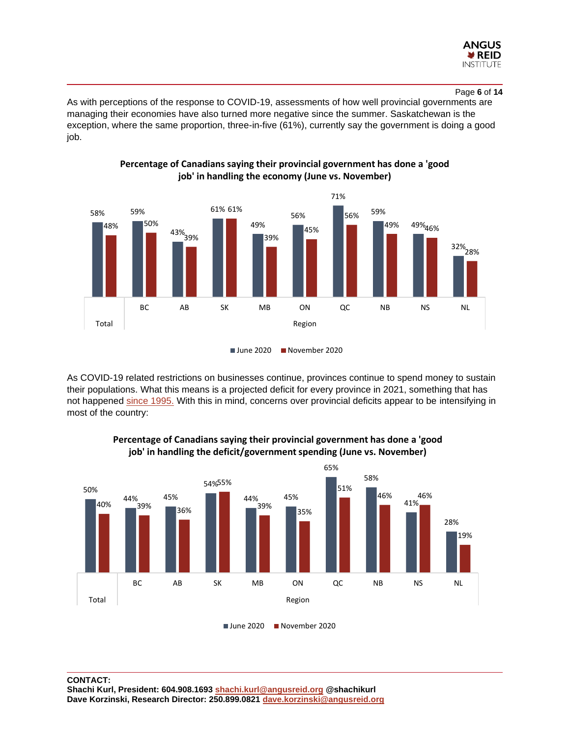As with perceptions of the response to COVID-19, assessments of how well provincial governments are managing their economies have also turned more negative since the summer. Saskatchewan is the exception, where the same proportion, three-in-five (61%), currently say the government is doing a good job.

**Percentage of Canadians saying their provincial government has done a 'good job' in handling the economy (June vs. November)**

| | Total | BC | AB | SK | MB | ON | QC | NB | NS | NL |
|---|---|---|---|---|---|---|---|---|---|---|
| June 2020 | 58% | 59% | 43% | 61% | 49% | 56% | 71% | 59% | 49% | 32% |
| November 2020 | 48% | 50% | 39% | 61% | 39% | 45% | 56% | 49% | 46% | 28% |

As COVID-19 related restrictions on businesses continue, provinces continue to spend money to sustain their populations. What this means is a projected deficit for every province in 2021, something that has not happened since 1995. With this in mind, concerns over provincial deficits appear to be intensifying in most of the country:

**Percentage of Canadians saying their provincial government has done a 'good job' in handling the deficit/government spending (June vs. November)**

| | Total | BC | AB | SK | MB | ON | QC | NB | NS | NL |
|---|---|---|---|---|---|---|---|---|---|---|
| June 2020 | 50% | 44% | 45% | 54% | 44% | 45% | 65% | 58% | 41% | 28% |
| November 2020 | 40% | 39% | 36% | 55% | 39% | 35% | 51% | 46% | 46% | 19% |

**CONTACT:**
**Shachi Kurl, President: 604.908.1693 shachi.kurl@angusreid.org @shachikurl**
**Dave Korzinski, Research Director: 250.899.0821 dave.korzinski@angusreid.org**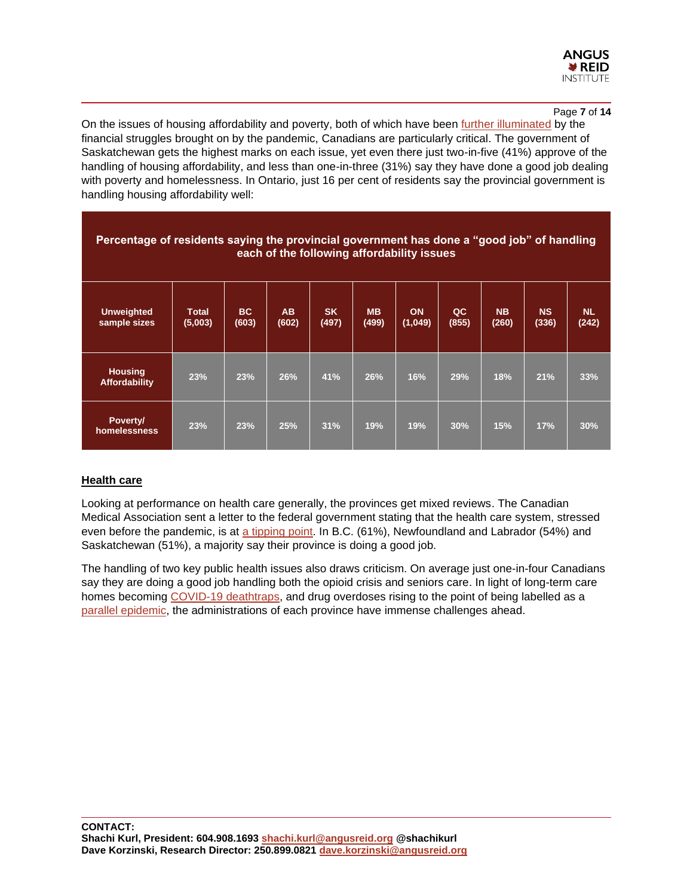On the issues of housing affordability and poverty, both of which have been further illuminated by the financial struggles brought on by the pandemic, Canadians are particularly critical. The government of Saskatchewan gets the highest marks on each issue, yet even there just two-in-five (41%) approve of the handling of housing affordability, and less than one-in-three (31%) say they have done a good job dealing with poverty and homelessness. In Ontario, just 16 per cent of residents say the provincial government is handling housing affordability well:

**Percentage of residents saying the provincial government has done a "good job" of handling each of the following affordability issues**

| Unweighted sample sizes | Total (5,003) | BC (603) | AB (602) | SK (497) | MB (499) | ON (1,049) | QC (855) | NB (260) | NS (336) | NL (242) |
|---|---|---|---|---|---|---|---|---|---|---|
| Housing Affordability | 23% | 23% | 26% | 41% | 26% | 16% | 29% | 18% | 21% | 33% |
| Poverty/ homelessness | 23% | 23% | 25% | 31% | 19% | 19% | 30% | 15% | 17% | 30% |

## Health care

Looking at performance on health care generally, the provinces get mixed reviews. The Canadian Medical Association sent a letter to the federal government stating that the health care system, stressed even before the pandemic, is at a tipping point. In B.C. (61%), Newfoundland and Labrador (54%) and Saskatchewan (51%), a majority say their province is doing a good job.

The handling of two key public health issues also draws criticism. On average just one-in-four Canadians say they are doing a good job handling both the opioid crisis and seniors care. In light of long-term care homes becoming COVID-19 deathtraps, and drug overdoses rising to the point of being labelled as a parallel epidemic, the administrations of each province have immense challenges ahead.

**CONTACT:**
**Shachi Kurl, President: 604.908.1693 shachi.kurl@angusreid.org @shachikurl**
**Dave Korzinski, Research Director: 250.899.0821 dave.korzinski@angusreid.org**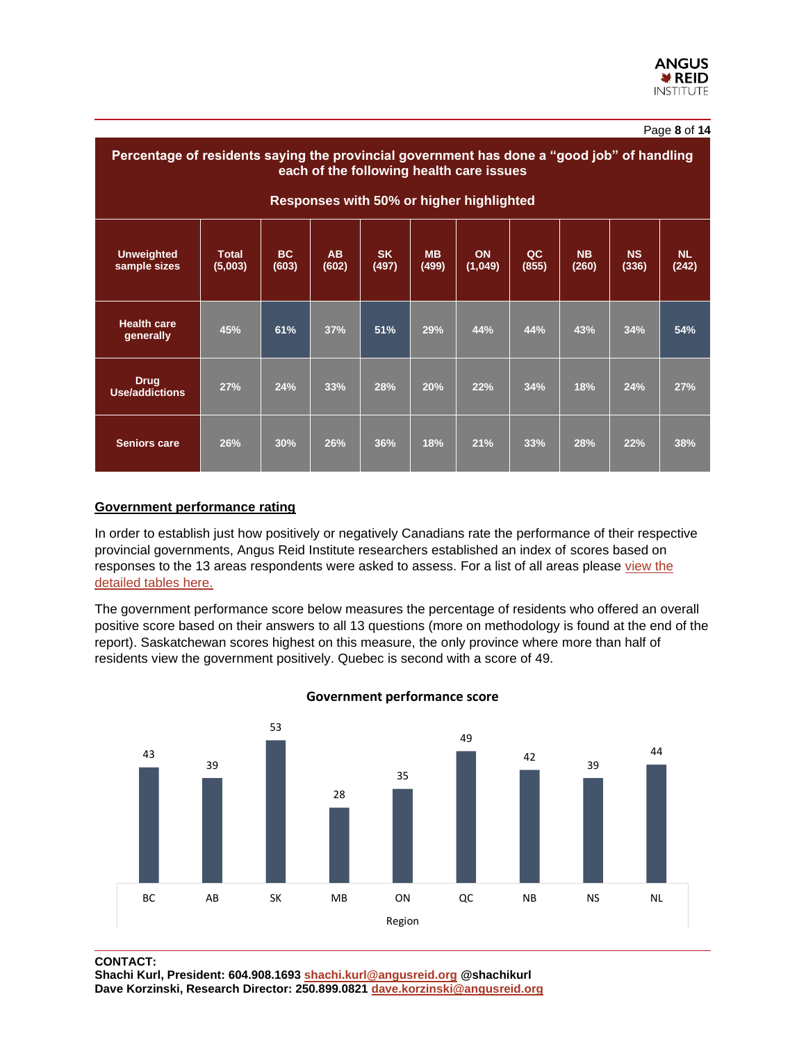**Percentage of residents saying the provincial government has done a "good job" of handling each of the following health care issues**

**Responses with 50% or higher highlighted**

| Unweighted sample sizes | Total (5,003) | BC (603) | AB (602) | SK (497) | MB (499) | ON (1,049) | QC (855) | NB (260) | NS (336) | NL (242) |
|---|---|---|---|---|---|---|---|---|---|---|
| Health care generally | 45% | 61% | 37% | 51% | 29% | 44% | 44% | 43% | 34% | 54% |
| Drug Use/addictions | 27% | 24% | 33% | 28% | 20% | 22% | 34% | 18% | 24% | 27% |
| Seniors care | 26% | 30% | 26% | 36% | 18% | 21% | 33% | 28% | 22% | 38% |

## Government performance rating

In order to establish just how positively or negatively Canadians rate the performance of their respective provincial governments, Angus Reid Institute researchers established an index of scores based on responses to the 13 areas respondents were asked to assess. For a list of all areas please view the detailed tables here.

The government performance score below measures the percentage of residents who offered an overall positive score based on their answers to all 13 questions (more on methodology is found at the end of the report). Saskatchewan scores highest on this measure, the only province where more than half of residents view the government positively. Quebec is second with a score of 49.

**Government performance score**

| Region | BC | AB | SK | MB | ON | QC | NB | NS | NL |
|---|---|---|---|---|---|---|---|---|---|
| Score | 43 | 39 | 53 | 28 | 35 | 49 | 42 | 39 | 44 |

**CONTACT:**
**Shachi Kurl, President: 604.908.1693 shachi.kurl@angusreid.org @shachikurl**
**Dave Korzinski, Research Director: 250.899.0821 dave.korzinski@angusreid.org**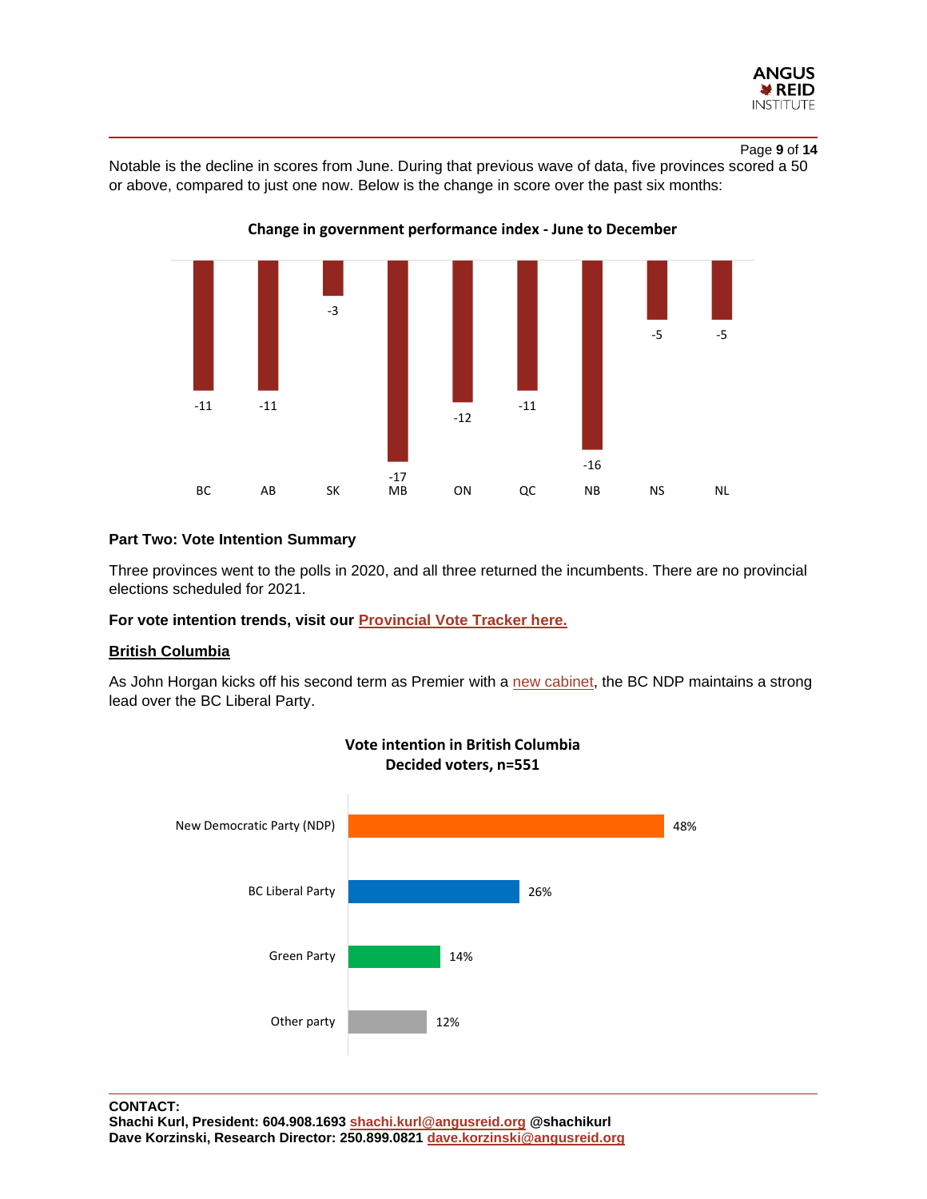Notable is the decline in scores from June. During that previous wave of data, five provinces scored a 50 or above, compared to just one now. Below is the change in score over the past six months:

**Change in government performance index - June to December**

| Province | Change |
|---|---|
| BC | -11 |
| AB | -11 |
| SK | -3 |
| MB | -17 |
| ON | -12 |
| QC | -11 |
| NB | -16 |
| NS | -5 |
| NL | -5 |

**Part Two: Vote Intention Summary**

Three provinces went to the polls in 2020, and all three returned the incumbents. There are no provincial elections scheduled for 2021.

**For vote intention trends, visit our Provincial Vote Tracker here.**

**British Columbia**

As John Horgan kicks off his second term as Premier with a new cabinet, the BC NDP maintains a strong lead over the BC Liberal Party.

**Vote intention in British Columbia**
**Decided voters, n=551**

| Party | Vote intention |
|---|---|
| New Democratic Party (NDP) | 48% |
| BC Liberal Party | 26% |
| Green Party | 14% |
| Other party | 12% |

**CONTACT:**
**Shachi Kurl, President: 604.908.1693 shachi.kurl@angusreid.org @shachikurl**
**Dave Korzinski, Research Director: 250.899.0821 dave.korzinski@angusreid.org**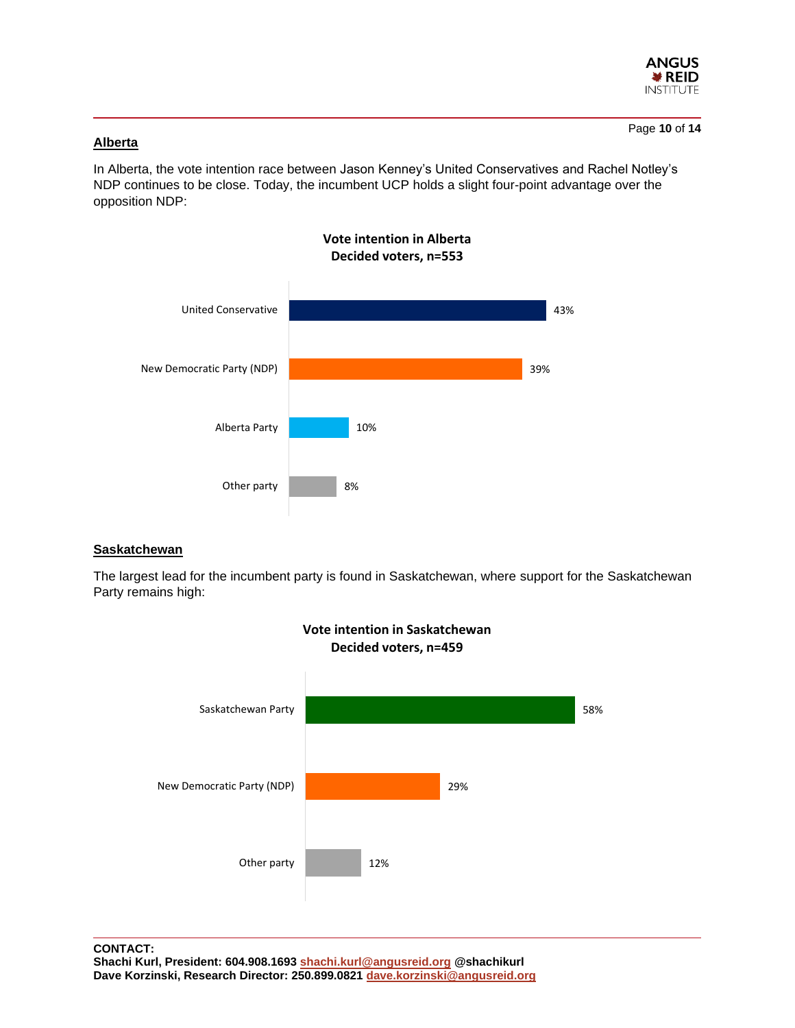## Alberta

In Alberta, the vote intention race between Jason Kenney's United Conservatives and Rachel Notley's NDP continues to be close. Today, the incumbent UCP holds a slight four-point advantage over the opposition NDP:

**Vote intention in Alberta**
**Decided voters, n=553**

| Party | % |
|---|---|
| United Conservative | 43% |
| New Democratic Party (NDP) | 39% |
| Alberta Party | 10% |
| Other party | 8% |

## Saskatchewan

The largest lead for the incumbent party is found in Saskatchewan, where support for the Saskatchewan Party remains high:

**Vote intention in Saskatchewan**
**Decided voters, n=459**

| Party | % |
|---|---|
| Saskatchewan Party | 58% |
| New Democratic Party (NDP) | 29% |
| Other party | 12% |

**CONTACT:**
**Shachi Kurl, President: 604.908.1693 shachi.kurl@angusreid.org @shachikurl**
**Dave Korzinski, Research Director: 250.899.0821 dave.korzinski@angusreid.org**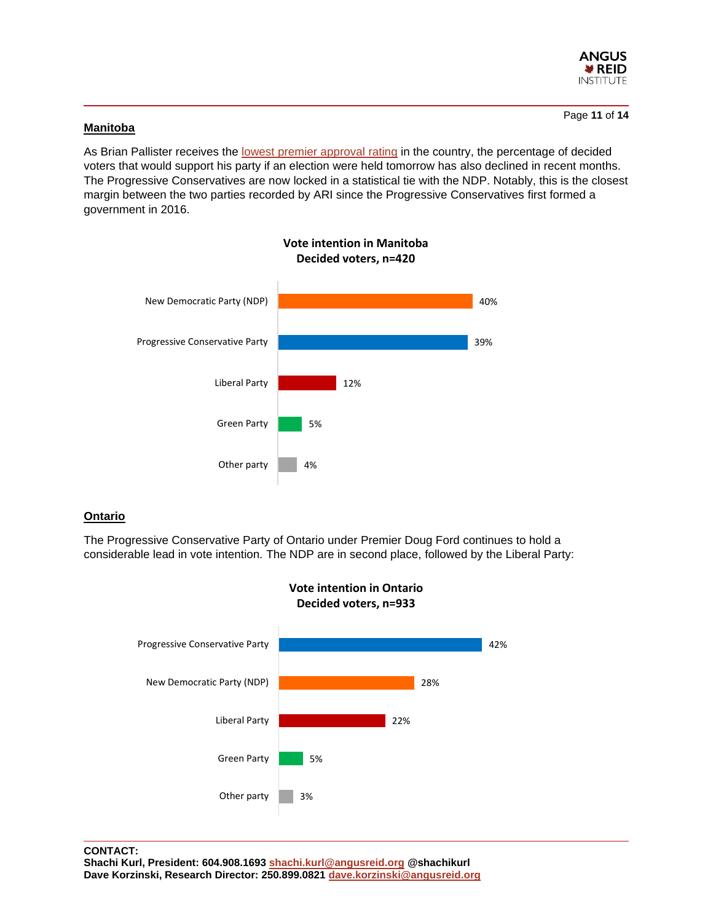## Manitoba

As Brian Pallister receives the lowest premier approval rating in the country, the percentage of decided voters that would support his party if an election were held tomorrow has also declined in recent months. The Progressive Conservatives are now locked in a statistical tie with the NDP. Notably, this is the closest margin between the two parties recorded by ARI since the Progressive Conservatives first formed a government in 2016.

**Vote intention in Manitoba**
**Decided voters, n=420**

| Party | % |
|---|---|
| New Democratic Party (NDP) | 40% |
| Progressive Conservative Party | 39% |
| Liberal Party | 12% |
| Green Party | 5% |
| Other party | 4% |

## Ontario

The Progressive Conservative Party of Ontario under Premier Doug Ford continues to hold a considerable lead in vote intention. The NDP are in second place, followed by the Liberal Party:

**Vote intention in Ontario**
**Decided voters, n=933**

| Party | % |
|---|---|
| Progressive Conservative Party | 42% |
| New Democratic Party (NDP) | 28% |
| Liberal Party | 22% |
| Green Party | 5% |
| Other party | 3% |

**CONTACT:**
**Shachi Kurl, President: 604.908.1693 shachi.kurl@angusreid.org @shachikurl**
**Dave Korzinski, Research Director: 250.899.0821 dave.korzinski@angusreid.org**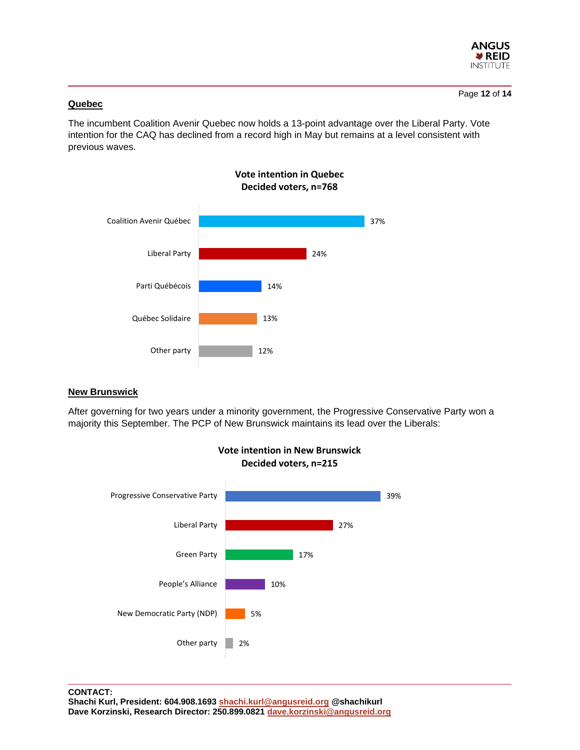## Quebec

The incumbent Coalition Avenir Quebec now holds a 13-point advantage over the Liberal Party. Vote intention for the CAQ has declined from a record high in May but remains at a level consistent with previous waves.

**Vote intention in Quebec**
**Decided voters, n=768**

| Party | % |
|---|---|
| Coalition Avenir Québec | 37% |
| Liberal Party | 24% |
| Parti Québécois | 14% |
| Québec Solidaire | 13% |
| Other party | 12% |

## New Brunswick

After governing for two years under a minority government, the Progressive Conservative Party won a majority this September. The PCP of New Brunswick maintains its lead over the Liberals:

**Vote intention in New Brunswick**
**Decided voters, n=215**

| Party | % |
|---|---|
| Progressive Conservative Party | 39% |
| Liberal Party | 27% |
| Green Party | 17% |
| People's Alliance | 10% |
| New Democratic Party (NDP) | 5% |
| Other party | 2% |

**CONTACT:**
**Shachi Kurl, President: 604.908.1693 shachi.kurl@angusreid.org @shachikurl**
**Dave Korzinski, Research Director: 250.899.0821 dave.korzinski@angusreid.org**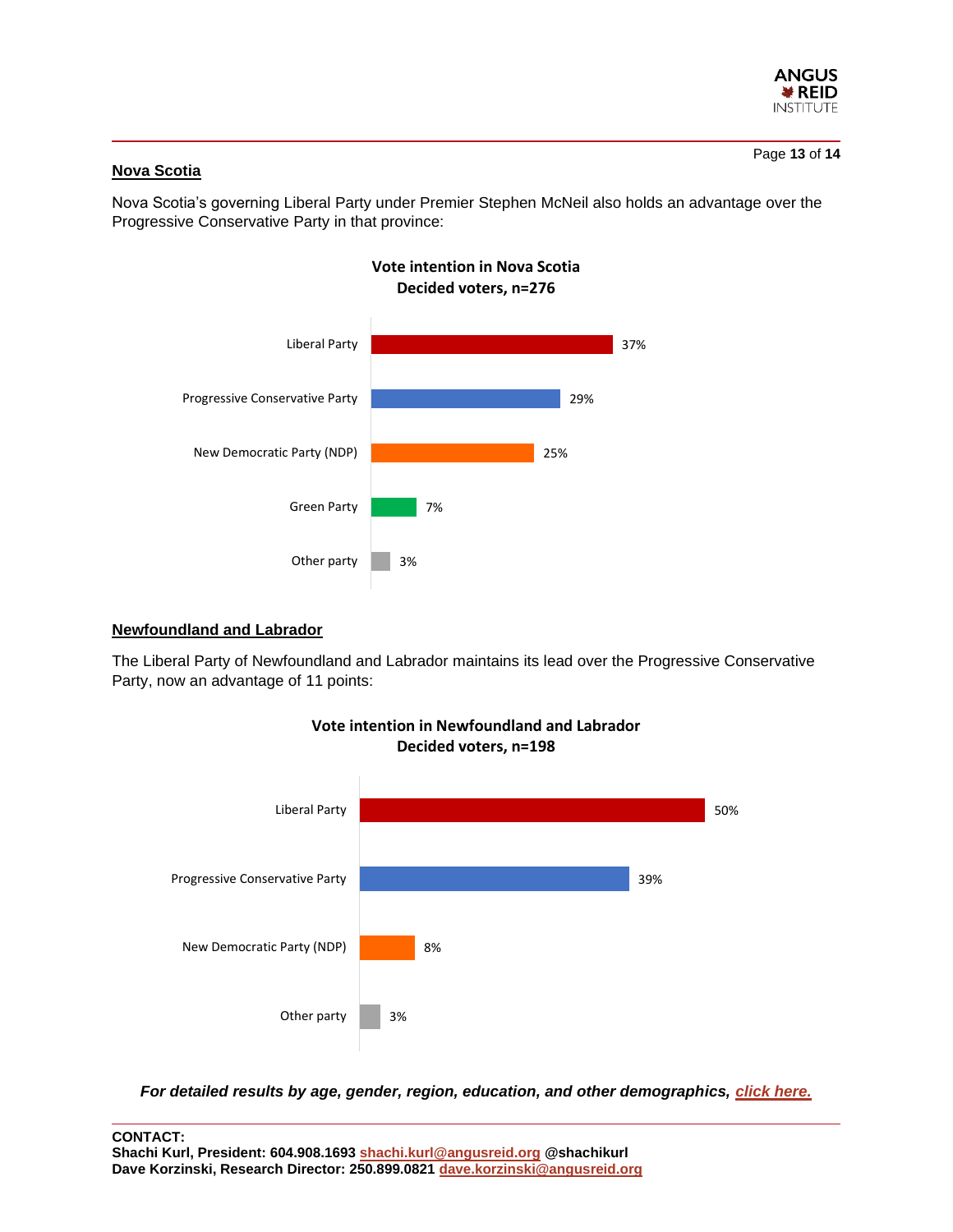## Nova Scotia

Nova Scotia's governing Liberal Party under Premier Stephen McNeil also holds an advantage over the Progressive Conservative Party in that province:

**Vote intention in Nova Scotia**
**Decided voters, n=276**

| Party | % |
| --- | --- |
| Liberal Party | 37% |
| Progressive Conservative Party | 29% |
| New Democratic Party (NDP) | 25% |
| Green Party | 7% |
| Other party | 3% |

## Newfoundland and Labrador

The Liberal Party of Newfoundland and Labrador maintains its lead over the Progressive Conservative Party, now an advantage of 11 points:

**Vote intention in Newfoundland and Labrador**
**Decided voters, n=198**

| Party | % |
| --- | --- |
| Liberal Party | 50% |
| Progressive Conservative Party | 39% |
| New Democratic Party (NDP) | 8% |
| Other party | 3% |

***For detailed results by age, gender, region, education, and other demographics, click here.***

**CONTACT:**
**Shachi Kurl, President: 604.908.1693 shachi.kurl@angusreid.org @shachikurl**
**Dave Korzinski, Research Director: 250.899.0821 dave.korzinski@angusreid.org**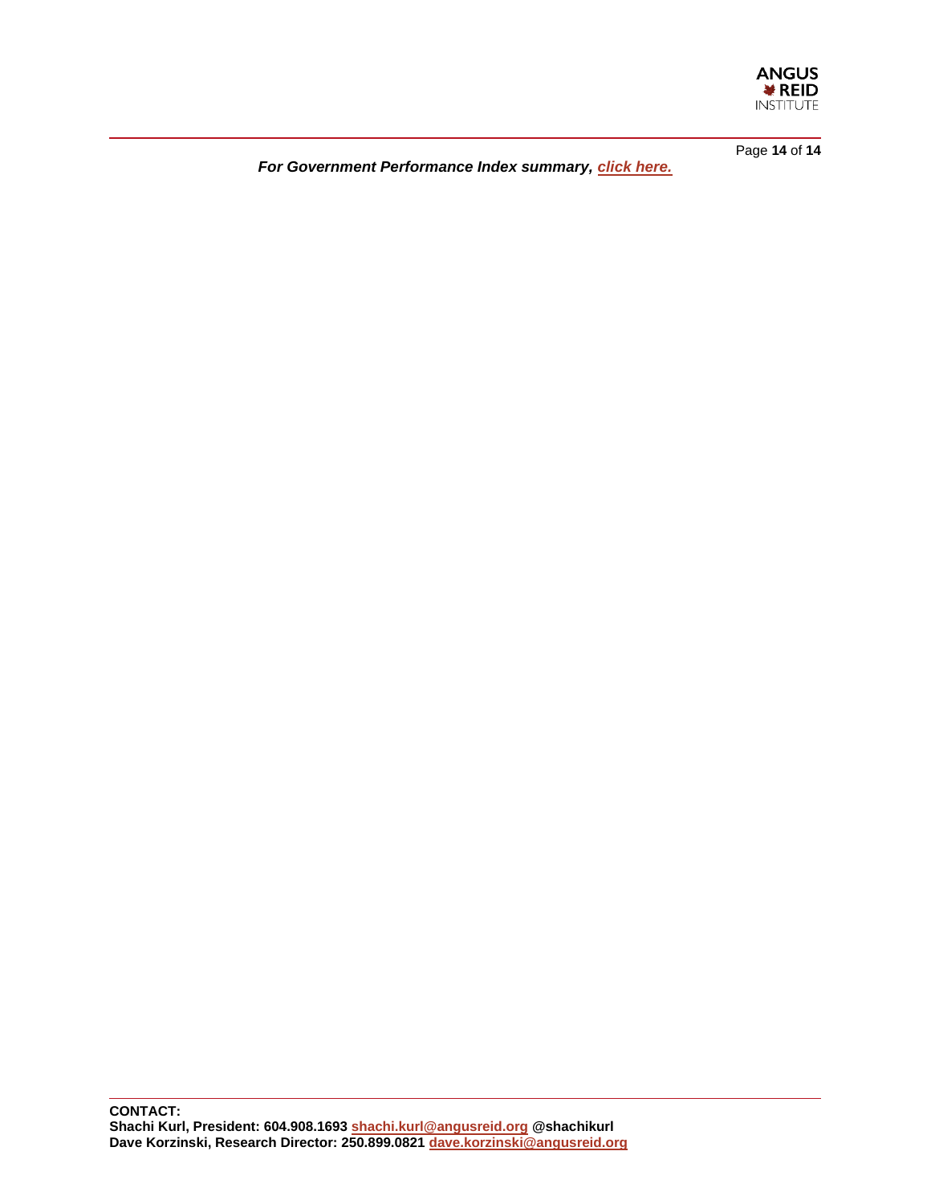***For Government Performance Index summary, click here.***